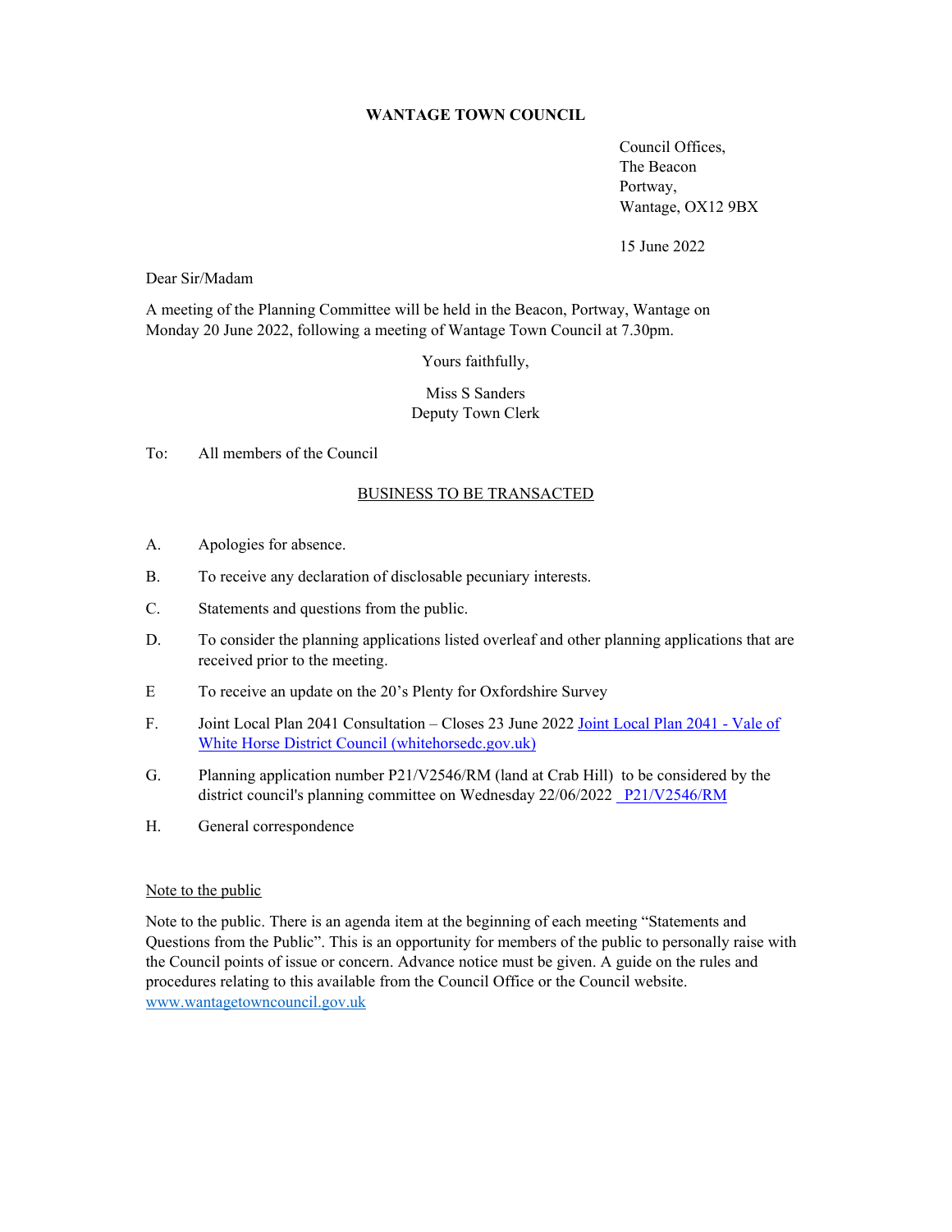**WANTAGE TOWN COUNCIL**

Council Offices,
The Beacon
Portway,
Wantage, OX12 9BX

15 June 2022

Dear Sir/Madam

A meeting of the Planning Committee will be held in the Beacon, Portway, Wantage on Monday 20 June 2022, following a meeting of Wantage Town Council at 7.30pm.

Yours faithfully,

Miss S Sanders
Deputy Town Clerk

To: All members of the Council

BUSINESS TO BE TRANSACTED

A. Apologies for absence.

B. To receive any declaration of disclosable pecuniary interests.

C. Statements and questions from the public.

D. To consider the planning applications listed overleaf and other planning applications that are received prior to the meeting.

E To receive an update on the 20's Plenty for Oxfordshire Survey

F. Joint Local Plan 2041 Consultation – Closes 23 June 2022 Joint Local Plan 2041 - Vale of White Horse District Council (whitehorsedc.gov.uk)

G. Planning application number P21/V2546/RM (land at Crab Hill) to be considered by the district council's planning committee on Wednesday 22/06/2022 P21/V2546/RM

H. General correspondence

Note to the public

Note to the public. There is an agenda item at the beginning of each meeting "Statements and Questions from the Public". This is an opportunity for members of the public to personally raise with the Council points of issue or concern. Advance notice must be given. A guide on the rules and procedures relating to this available from the Council Office or the Council website. www.wantagetowncouncil.gov.uk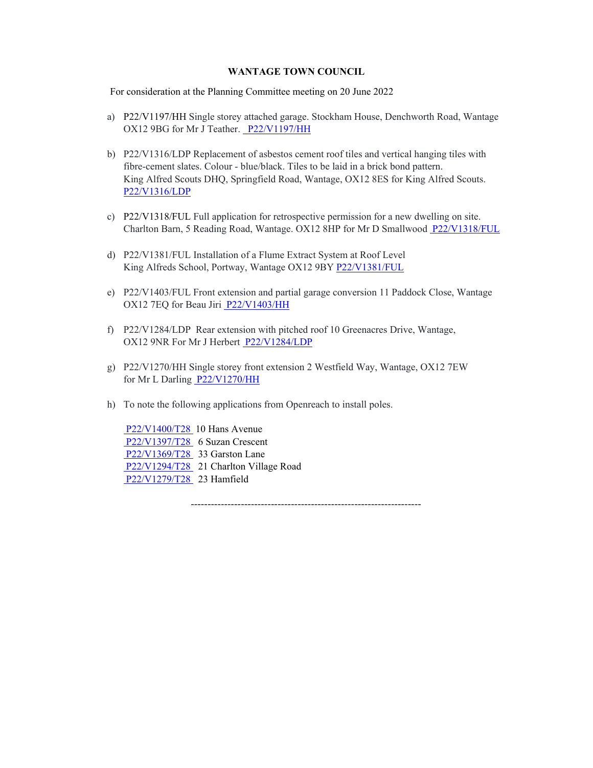**WANTAGE TOWN COUNCIL**

For consideration at the Planning Committee meeting on 20 June 2022

a) P22/V1197/HH Single storey attached garage. Stockham House, Denchworth Road, Wantage OX12 9BG for Mr J Teather. P22/V1197/HH

b) P22/V1316/LDP Replacement of asbestos cement roof tiles and vertical hanging tiles with fibre-cement slates. Colour - blue/black. Tiles to be laid in a brick bond pattern. King Alfred Scouts DHQ, Springfield Road, Wantage, OX12 8ES for King Alfred Scouts. P22/V1316/LDP

c) P22/V1318/FUL Full application for retrospective permission for a new dwelling on site. Charlton Barn, 5 Reading Road, Wantage. OX12 8HP for Mr D Smallwood P22/V1318/FUL

d) P22/V1381/FUL Installation of a Flume Extract System at Roof Level King Alfreds School, Portway, Wantage OX12 9BY P22/V1381/FUL

e) P22/V1403/FUL Front extension and partial garage conversion 11 Paddock Close, Wantage OX12 7EQ for Beau Jiri P22/V1403/HH

f) P22/V1284/LDP Rear extension with pitched roof 10 Greenacres Drive, Wantage, OX12 9NR For Mr J Herbert P22/V1284/LDP

g) P22/V1270/HH Single storey front extension 2 Westfield Way, Wantage, OX12 7EW for Mr L Darling P22/V1270/HH

h) To note the following applications from Openreach to install poles.

P22/V1400/T28 10 Hans Avenue
P22/V1397/T28 6 Suzan Crescent
P22/V1369/T28 33 Garston Lane
P22/V1294/T28 21 Charlton Village Road
P22/V1279/T28 23 Hamfield

-------------------------------------------------------------------